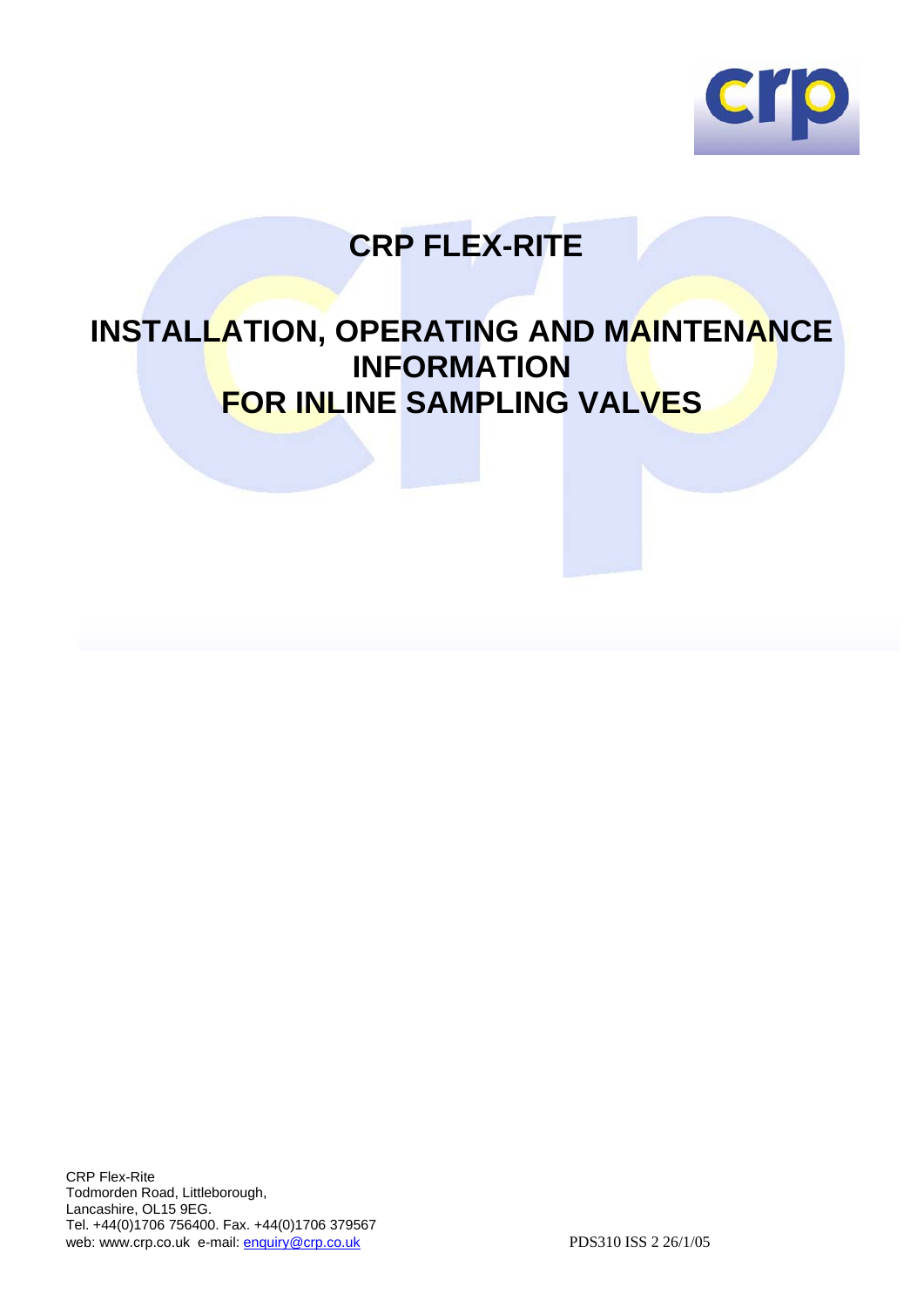# CRP FLEX-RITE

# INSTALLATION, OPERATING AND MAINTENANCE INFORMATION FOR INLINE SAMPLING VALVES

CRP Flex-Rite
Todmorden Road, Littleborough,
Lancashire, OL15 9EG.
Tel. +44(0)1706 756400. Fax. +44(0)1706 379567
web: www.crp.co.uk e-mail: enquiry@crp.co.uk

PDS310 ISS 2 26/1/05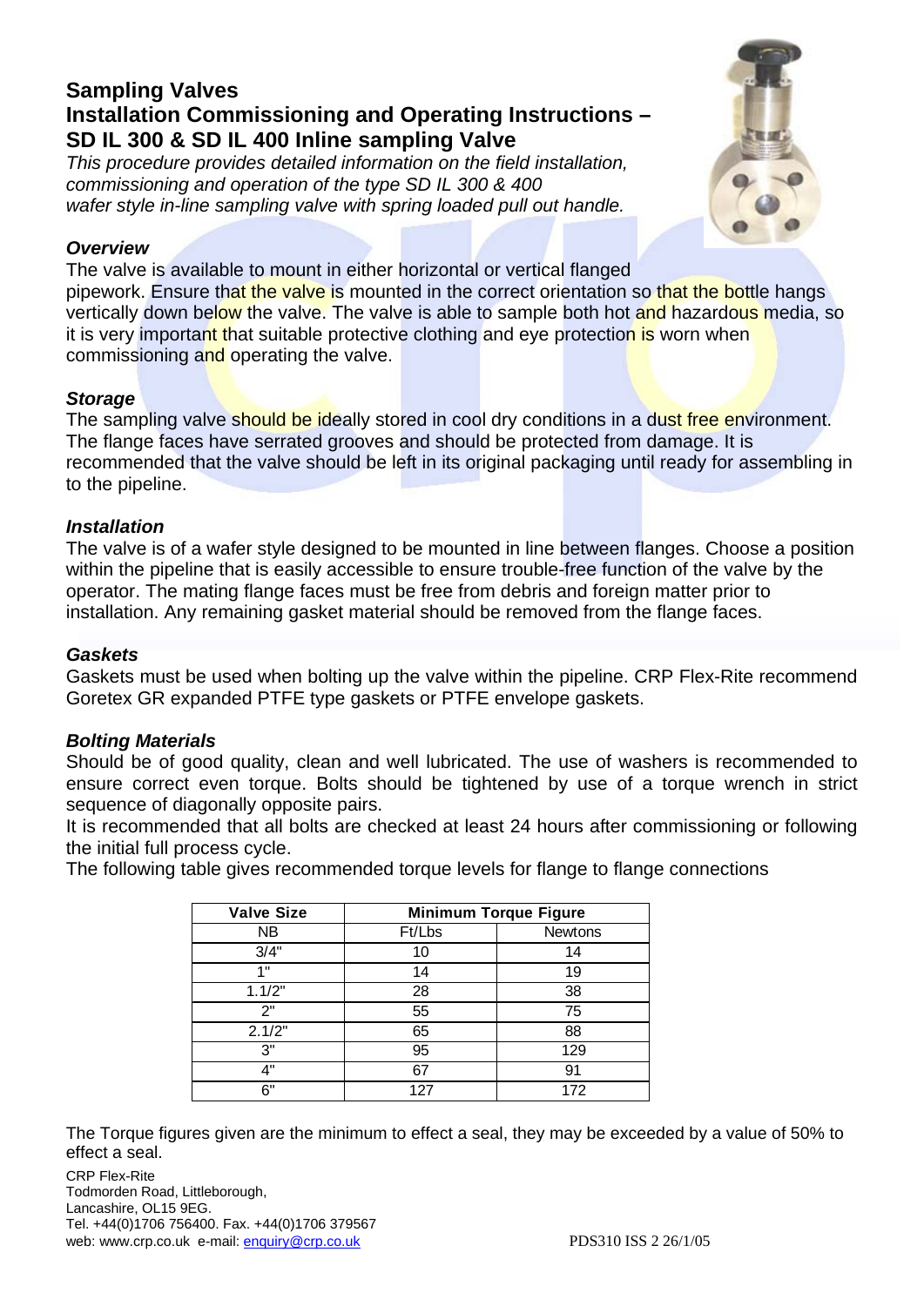## Sampling Valves
## Installation Commissioning and Operating Instructions – SD IL 300 & SD IL 400 Inline sampling Valve

*This procedure provides detailed information on the field installation, commissioning and operation of the type SD IL 300 & 400 wafer style in-line sampling valve with spring loaded pull out handle.*

### *Overview*

The valve is available to mount in either horizontal or vertical flanged pipework. Ensure that the valve is mounted in the correct orientation so that the bottle hangs vertically down below the valve. The valve is able to sample both hot and hazardous media, so it is very important that suitable protective clothing and eye protection is worn when commissioning and operating the valve.

### *Storage*

The sampling valve should be ideally stored in cool dry conditions in a dust free environment. The flange faces have serrated grooves and should be protected from damage. It is recommended that the valve should be left in its original packaging until ready for assembling in to the pipeline.

### *Installation*

The valve is of a wafer style designed to be mounted in line between flanges. Choose a position within the pipeline that is easily accessible to ensure trouble-free function of the valve by the operator. The mating flange faces must be free from debris and foreign matter prior to installation. Any remaining gasket material should be removed from the flange faces.

### *Gaskets*

Gaskets must be used when bolting up the valve within the pipeline. CRP Flex-Rite recommend Goretex GR expanded PTFE type gaskets or PTFE envelope gaskets.

### *Bolting Materials*

Should be of good quality, clean and well lubricated. The use of washers is recommended to ensure correct even torque. Bolts should be tightened by use of a torque wrench in strict sequence of diagonally opposite pairs.

It is recommended that all bolts are checked at least 24 hours after commissioning or following the initial full process cycle.

The following table gives recommended torque levels for flange to flange connections

| Valve Size | Minimum Torque Figure | |
|---|---|---|
| NB | Ft/Lbs | Newtons |
| 3/4" | 10 | 14 |
| 1" | 14 | 19 |
| 1.1/2" | 28 | 38 |
| 2" | 55 | 75 |
| 2.1/2" | 65 | 88 |
| 3" | 95 | 129 |
| 4" | 67 | 91 |
| 6" | 127 | 172 |

The Torque figures given are the minimum to effect a seal, they may be exceeded by a value of 50% to effect a seal.

CRP Flex-Rite
Todmorden Road, Littleborough,
Lancashire, OL15 9EG.
Tel. +44(0)1706 756400. Fax. +44(0)1706 379567
web: www.crp.co.uk e-mail: enquiry@crp.co.uk

PDS310 ISS 2 26/1/05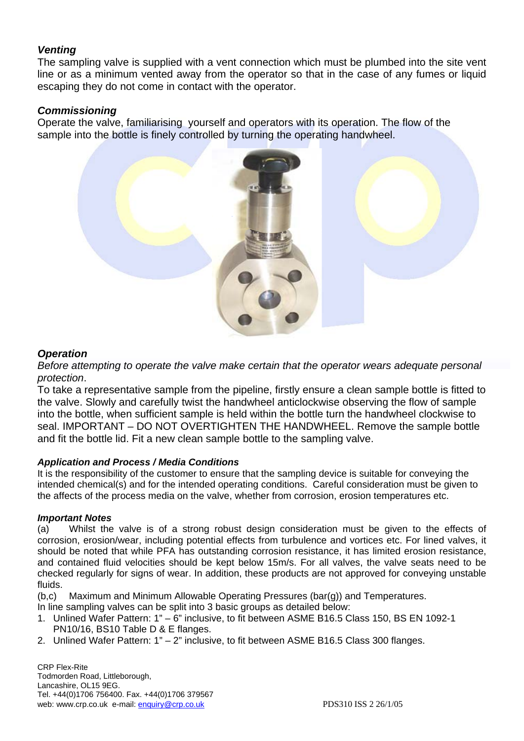### *Venting*

The sampling valve is supplied with a vent connection which must be plumbed into the site vent line or as a minimum vented away from the operator so that in the case of any fumes or liquid escaping they do not come in contact with the operator.

### *Commissioning*

Operate the valve, familiarising yourself and operators with its operation. The flow of the sample into the bottle is finely controlled by turning the operating handwheel.

### *Operation*

*Before attempting to operate the valve make certain that the operator wears adequate personal protection*.

To take a representative sample from the pipeline, firstly ensure a clean sample bottle is fitted to the valve. Slowly and carefully twist the handwheel anticlockwise observing the flow of sample into the bottle, when sufficient sample is held within the bottle turn the handwheel clockwise to seal. IMPORTANT – DO NOT OVERTIGHTEN THE HANDWHEEL. Remove the sample bottle and fit the bottle lid. Fit a new clean sample bottle to the sampling valve.

#### *Application and Process / Media Conditions*

It is the responsibility of the customer to ensure that the sampling device is suitable for conveying the intended chemical(s) and for the intended operating conditions. Careful consideration must be given to the affects of the process media on the valve, whether from corrosion, erosion temperatures etc.

#### *Important Notes*

(a) Whilst the valve is of a strong robust design consideration must be given to the effects of corrosion, erosion/wear, including potential effects from turbulence and vortices etc. For lined valves, it should be noted that while PFA has outstanding corrosion resistance, it has limited erosion resistance, and contained fluid velocities should be kept below 15m/s. For all valves, the valve seats need to be checked regularly for signs of wear. In addition, these products are not approved for conveying unstable fluids.

(b,c) Maximum and Minimum Allowable Operating Pressures (bar(g)) and Temperatures.

In line sampling valves can be split into 3 basic groups as detailed below:

1. Unlined Wafer Pattern: 1" – 6" inclusive, to fit between ASME B16.5 Class 150, BS EN 1092-1 PN10/16, BS10 Table D & E flanges.
2. Unlined Wafer Pattern: 1" – 2" inclusive, to fit between ASME B16.5 Class 300 flanges.

CRP Flex-Rite
Todmorden Road, Littleborough,
Lancashire, OL15 9EG.
Tel. +44(0)1706 756400. Fax. +44(0)1706 379567
web: www.crp.co.uk e-mail: enquiry@crp.co.uk

PDS310 ISS 2 26/1/05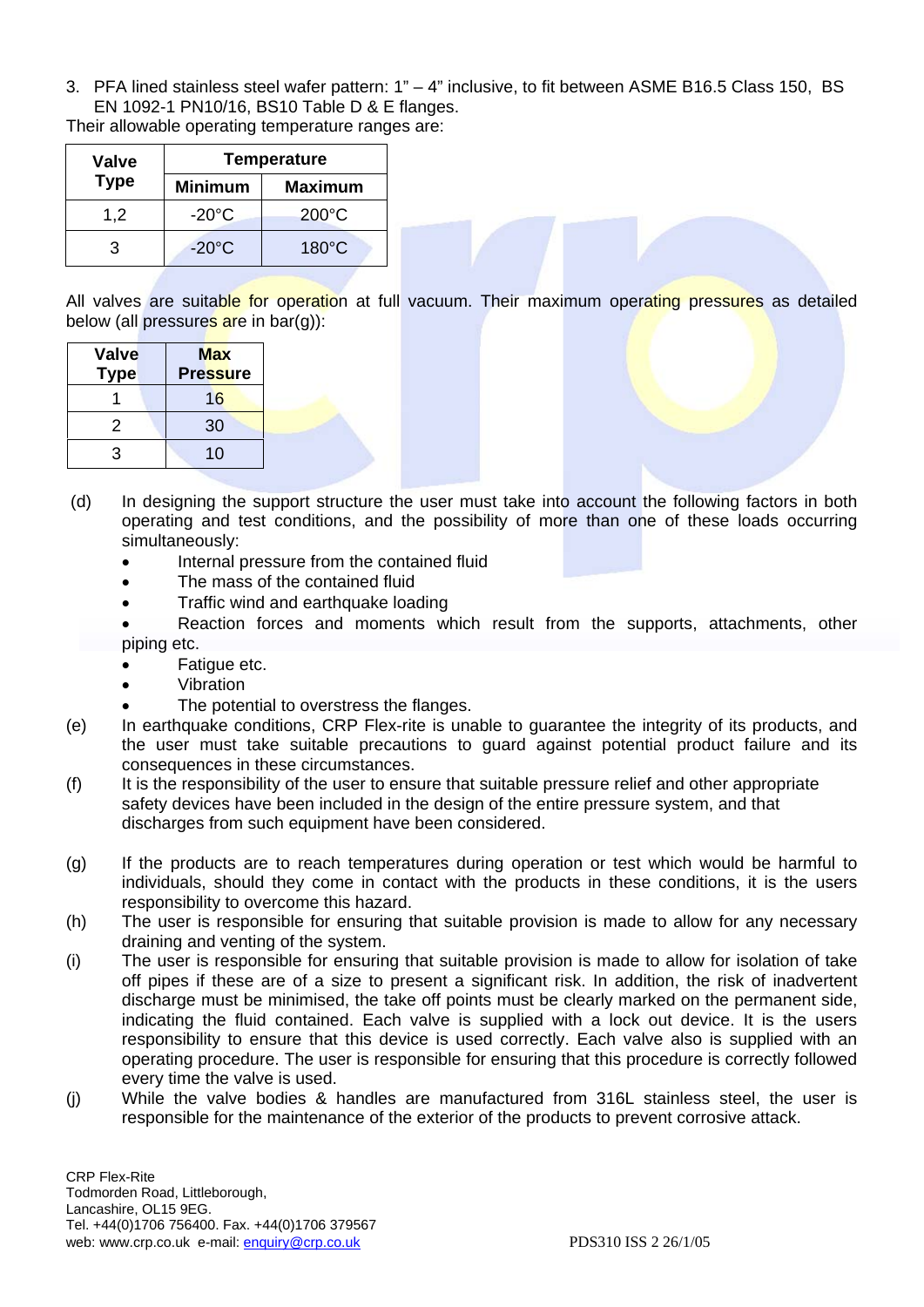3. PFA lined stainless steel wafer pattern: 1" – 4" inclusive, to fit between ASME B16.5 Class 150, BS EN 1092-1 PN10/16, BS10 Table D & E flanges.

Their allowable operating temperature ranges are:

| Valve Type | Temperature | |
|---|---|---|
| | Minimum | Maximum |
| 1,2 | -20°C | 200°C |
| 3 | -20°C | 180°C |

All valves are suitable for operation at full vacuum. Their maximum operating pressures as detailed below (all pressures are in bar(g)):

| Valve Type | Max Pressure |
|---|---|
| 1 | 16 |
| 2 | 30 |
| 3 | 10 |

(d) In designing the support structure the user must take into account the following factors in both operating and test conditions, and the possibility of more than one of these loads occurring simultaneously:

- Internal pressure from the contained fluid
- The mass of the contained fluid
- Traffic wind and earthquake loading
- Reaction forces and moments which result from the supports, attachments, other piping etc.
- Fatigue etc.
- Vibration
- The potential to overstress the flanges.

(e) In earthquake conditions, CRP Flex-rite is unable to guarantee the integrity of its products, and the user must take suitable precautions to guard against potential product failure and its consequences in these circumstances.

(f) It is the responsibility of the user to ensure that suitable pressure relief and other appropriate safety devices have been included in the design of the entire pressure system, and that discharges from such equipment have been considered.

(g) If the products are to reach temperatures during operation or test which would be harmful to individuals, should they come in contact with the products in these conditions, it is the users responsibility to overcome this hazard.

(h) The user is responsible for ensuring that suitable provision is made to allow for any necessary draining and venting of the system.

(i) The user is responsible for ensuring that suitable provision is made to allow for isolation of take off pipes if these are of a size to present a significant risk. In addition, the risk of inadvertent discharge must be minimised, the take off points must be clearly marked on the permanent side, indicating the fluid contained. Each valve is supplied with a lock out device. It is the users responsibility to ensure that this device is used correctly. Each valve also is supplied with an operating procedure. The user is responsible for ensuring that this procedure is correctly followed every time the valve is used.

(j) While the valve bodies & handles are manufactured from 316L stainless steel, the user is responsible for the maintenance of the exterior of the products to prevent corrosive attack.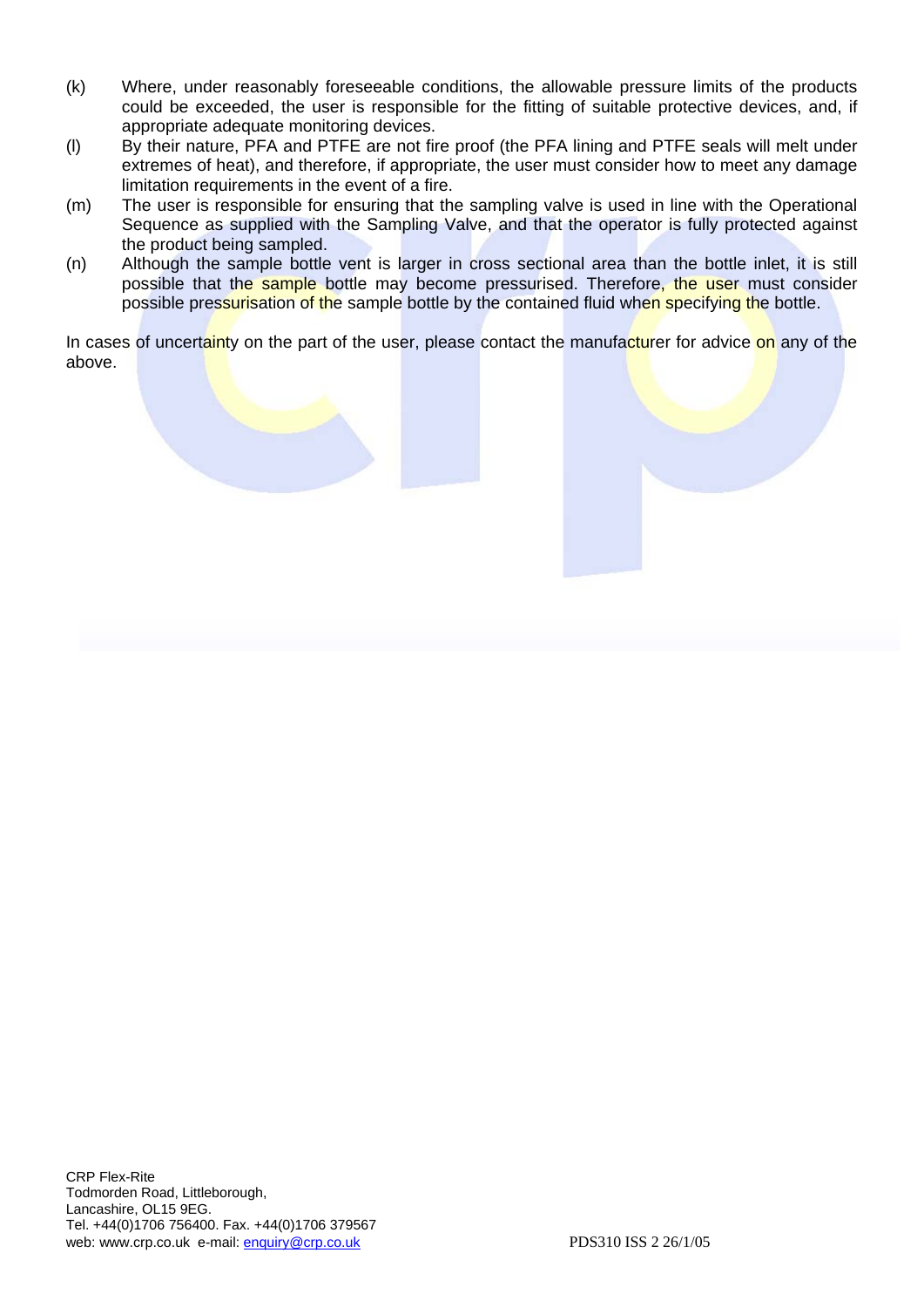(k) Where, under reasonably foreseeable conditions, the allowable pressure limits of the products could be exceeded, the user is responsible for the fitting of suitable protective devices, and, if appropriate adequate monitoring devices.

(l) By their nature, PFA and PTFE are not fire proof (the PFA lining and PTFE seals will melt under extremes of heat), and therefore, if appropriate, the user must consider how to meet any damage limitation requirements in the event of a fire.

(m) The user is responsible for ensuring that the sampling valve is used in line with the Operational Sequence as supplied with the Sampling Valve, and that the operator is fully protected against the product being sampled.

(n) Although the sample bottle vent is larger in cross sectional area than the bottle inlet, it is still possible that the sample bottle may become pressurised. Therefore, the user must consider possible pressurisation of the sample bottle by the contained fluid when specifying the bottle.

In cases of uncertainty on the part of the user, please contact the manufacturer for advice on any of the above.

CRP Flex-Rite
Todmorden Road, Littleborough,
Lancashire, OL15 9EG.
Tel. +44(0)1706 756400. Fax. +44(0)1706 379567
web: www.crp.co.uk e-mail: enquiry@crp.co.uk

PDS310 ISS 2 26/1/05